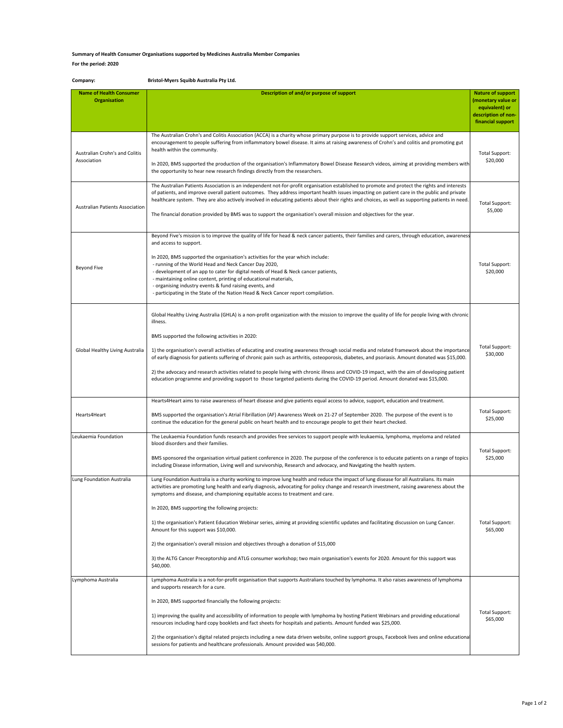**Summary of Health Consumer Organisations supported by Medicines Australia Member Companies**

**For the period: 2020**

**Company:** **Bristol-Myers Squibb Australia Pty Ltd.**

| Name of Health Consumer Organisation | Description of and/or purpose of support | Nature of support (monetary value or equivalent) or description of non-financial support |
|---|---|---|
| Australian Crohn's and Colitis Association | The Australian Crohn's and Colitis Association (ACCA) is a charity whose primary purpose is to provide support services, advice and encouragement to people suffering from inflammatory bowel disease. It aims at raising awareness of Crohn's and colitis and promoting gut health within the community.<br><br>In 2020, BMS supported the production of the organisation's Inflammatory Bowel Disease Research videos, aiming at providing members with the opportunity to hear new research findings directly from the researchers. | Total Support: $20,000 |
| Australian Patients Association | The Australian Patients Association is an independent not-for-profit organisation established to promote and protect the rights and interests of patients, and improve overall patient outcomes. They address important health issues impacting on patient care in the public and private healthcare system. They are also actively involved in educating patients about their rights and choices, as well as supporting patients in need.<br><br>The financial donation provided by BMS was to support the organisation's overall mission and objectives for the year. | Total Support: $5,000 |
| Beyond Five | Beyond Five's mission is to improve the quality of life for head & neck cancer patients, their families and carers, through education, awareness and access to support.<br><br>In 2020, BMS supported the organisation's activities for the year which include:<br>- running of the World Head and Neck Cancer Day 2020,<br>- development of an app to cater for digital needs of Head & Neck cancer patients,<br>- maintaining online content, printing of educational materials,<br>- organising industry events & fund raising events, and<br>- participating in the State of the Nation Head & Neck Cancer report compilation. | Total Support: $20,000 |
| Global Healthy Living Australia | Global Healthy Living Australia (GHLA) is a non-profit organization with the mission to improve the quality of life for people living with chronic illness.<br><br>BMS supported the following activities in 2020:<br><br>1) the organisation's overall activities of educating and creating awareness through social media and related framework about the importance of early diagnosis for patients suffering of chronic pain such as arthritis, osteoporosis, diabetes, and psoriasis. Amount donated was $15,000.<br><br>2) the advocacy and research activities related to people living with chronic illness and COVID-19 impact, with the aim of developing patient education programme and providing support to those targeted patients during the COVID-19 period. Amount donated was $15,000. | Total Support: $30,000 |
| Hearts4Heart | Hearts4Heart aims to raise awareness of heart disease and give patients equal access to advice, support, education and treatment.<br><br>BMS supported the organisation's Atrial Fibrillation (AF) Awareness Week on 21-27 of September 2020. The purpose of the event is to continue the education for the general public on heart health and to encourage people to get their heart checked. | Total Support: $25,000 |
| Leukaemia Foundation | The Leukaemia Foundation funds research and provides free services to support people with leukaemia, lymphoma, myeloma and related blood disorders and their families.<br><br>BMS sponsored the organisation virtual patient conference in 2020. The purpose of the conference is to educate patients on a range of topics including Disease information, Living well and survivorship, Research and advocacy, and Navigating the health system. | Total Support: $25,000 |
| Lung Foundation Australia | Lung Foundation Australia is a charity working to improve lung health and reduce the impact of lung disease for all Australians. Its main activities are promoting lung health and early diagnosis, advocating for policy change and research investment, raising awareness about the symptoms and disease, and championing equitable access to treatment and care.<br><br>In 2020, BMS supporting the following projects:<br><br>1) the organisation's Patient Education Webinar series, aiming at providing scientific updates and facilitating discussion on Lung Cancer. Amount for this support was $10,000.<br><br>2) the organisation's overall mission and objectives through a donation of $15,000<br><br>3) the ALTG Cancer Preceptorship and ATLG consumer workshop; two main organisation's events for 2020. Amount for this support was $40,000. | Total Support: $65,000 |
| Lymphoma Australia | Lymphoma Australia is a not-for-profit organisation that supports Australians touched by lymphoma. It also raises awareness of lymphoma and supports research for a cure.<br><br>In 2020, BMS supported financially the following projects:<br><br>1) improving the quality and accessibility of information to people with lymphoma by hosting Patient Webinars and providing educational resources including hard copy booklets and fact sheets for hospitals and patients. Amount funded was $25,000.<br><br>2) the organisation's digital related projects including a new data driven website, online support groups, Facebook lives and online educational sessions for patients and healthcare professionals. Amount provided was $40,000. | Total Support: $65,000 |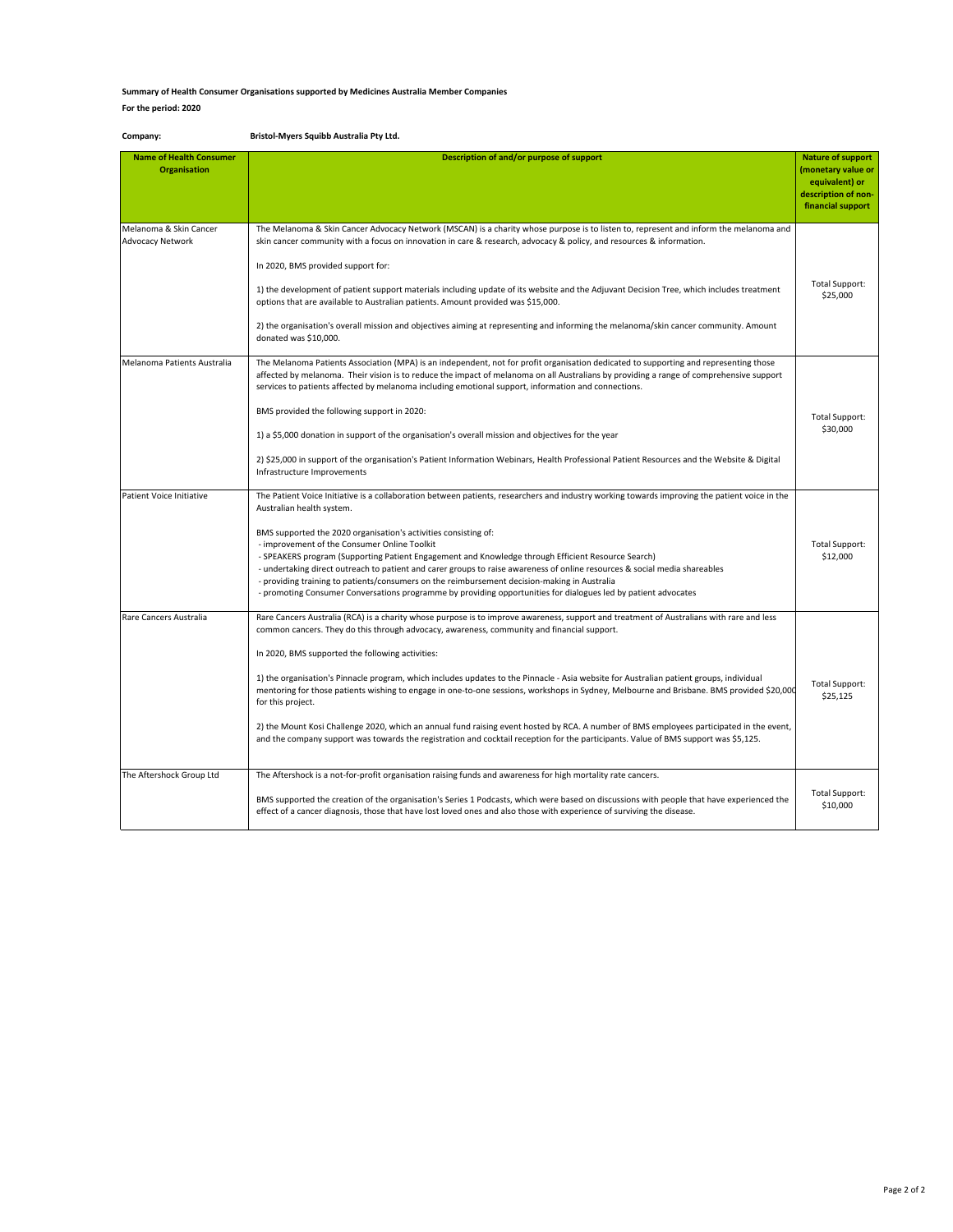**Summary of Health Consumer Organisations supported by Medicines Australia Member Companies**

**For the period: 2020**

**Company:** **Bristol-Myers Squibb Australia Pty Ltd.**

| Name of Health Consumer Organisation | Description of and/or purpose of support | Nature of support (monetary value or equivalent) or description of non-financial support |
|---|---|---|
| Melanoma & Skin Cancer Advocacy Network | The Melanoma & Skin Cancer Advocacy Network (MSCAN) is a charity whose purpose is to listen to, represent and inform the melanoma and skin cancer community with a focus on innovation in care & research, advocacy & policy, and resources & information.<br><br>In 2020, BMS provided support for:<br><br>1) the development of patient support materials including update of its website and the Adjuvant Decision Tree, which includes treatment options that are available to Australian patients. Amount provided was $15,000.<br><br>2) the organisation's overall mission and objectives aiming at representing and informing the melanoma/skin cancer community. Amount donated was $10,000. | Total Support: $25,000 |
| Melanoma Patients Australia | The Melanoma Patients Association (MPA) is an independent, not for profit organisation dedicated to supporting and representing those affected by melanoma. Their vision is to reduce the impact of melanoma on all Australians by providing a range of comprehensive support services to patients affected by melanoma including emotional support, information and connections.<br><br>BMS provided the following support in 2020:<br><br>1) a $5,000 donation in support of the organisation's overall mission and objectives for the year<br><br>2) $25,000 in support of the organisation's Patient Information Webinars, Health Professional Patient Resources and the Website & Digital Infrastructure Improvements | Total Support: $30,000 |
| Patient Voice Initiative | The Patient Voice Initiative is a collaboration between patients, researchers and industry working towards improving the patient voice in the Australian health system.<br><br>BMS supported the 2020 organisation's activities consisting of:<br>- improvement of the Consumer Online Toolkit<br>- SPEAKERS program (Supporting Patient Engagement and Knowledge through Efficient Resource Search)<br>- undertaking direct outreach to patient and carer groups to raise awareness of online resources & social media shareables<br>- providing training to patients/consumers on the reimbursement decision-making in Australia<br>- promoting Consumer Conversations programme by providing opportunities for dialogues led by patient advocates | Total Support: $12,000 |
| Rare Cancers Australia | Rare Cancers Australia (RCA) is a charity whose purpose is to improve awareness, support and treatment of Australians with rare and less common cancers. They do this through advocacy, awareness, community and financial support.<br><br>In 2020, BMS supported the following activities:<br><br>1) the organisation's Pinnacle program, which includes updates to the Pinnacle - Asia website for Australian patient groups, individual mentoring for those patients wishing to engage in one-to-one sessions, workshops in Sydney, Melbourne and Brisbane. BMS provided $20,000 for this project.<br><br>2) the Mount Kosi Challenge 2020, which an annual fund raising event hosted by RCA. A number of BMS employees participated in the event, and the company support was towards the registration and cocktail reception for the participants. Value of BMS support was $5,125. | Total Support: $25,125 |
| The Aftershock Group Ltd | The Aftershock is a not-for-profit organisation raising funds and awareness for high mortality rate cancers.<br><br>BMS supported the creation of the organisation's Series 1 Podcasts, which were based on discussions with people that have experienced the effect of a cancer diagnosis, those that have lost loved ones and also those with experience of surviving the disease. | Total Support: $10,000 |